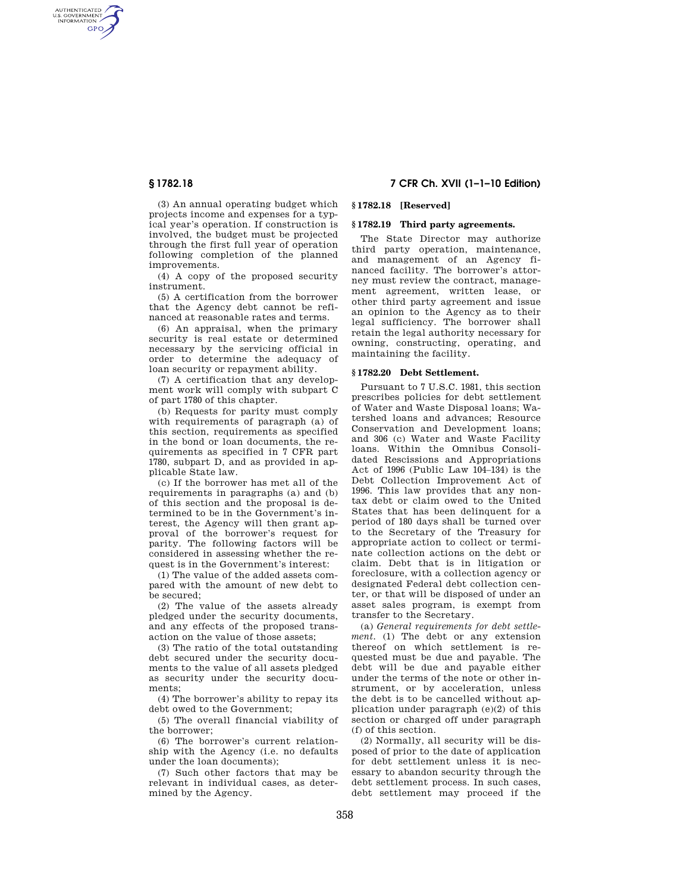(3) An annual operating budget which projects income and expenses for a typical year's operation. If construction is involved, the budget must be projected through the first full year of operation following completion of the planned improvements.

(4) A copy of the proposed security instrument.

(5) A certification from the borrower that the Agency debt cannot be refinanced at reasonable rates and terms.

(6) An appraisal, when the primary security is real estate or determined necessary by the servicing official in order to determine the adequacy of loan security or repayment ability.

(7) A certification that any development work will comply with subpart C of part 1780 of this chapter.

(b) Requests for parity must comply with requirements of paragraph (a) of this section, requirements as specified in the bond or loan documents, the requirements as specified in 7 CFR part 1780, subpart D, and as provided in applicable State law.

(c) If the borrower has met all of the requirements in paragraphs (a) and (b) of this section and the proposal is determined to be in the Government's interest, the Agency will then grant approval of the borrower's request for parity. The following factors will be considered in assessing whether the request is in the Government's interest:

(1) The value of the added assets compared with the amount of new debt to be secured;

(2) The value of the assets already pledged under the security documents, and any effects of the proposed transaction on the value of those assets;

(3) The ratio of the total outstanding debt secured under the security documents to the value of all assets pledged as security under the security documents;

(4) The borrower's ability to repay its debt owed to the Government;

(5) The overall financial viability of the borrower;

(6) The borrower's current relationship with the Agency (i.e. no defaults under the loan documents);

(7) Such other factors that may be relevant in individual cases, as determined by the Agency.

### § 1782.18 [Reserved]

### § 1782.19 Third party agreements.

The State Director may authorize third party operation, maintenance, and management of an Agency financed facility. The borrower's attorney must review the contract, management agreement, written lease, or other third party agreement and issue an opinion to the Agency as to their legal sufficiency. The borrower shall retain the legal authority necessary for owning, constructing, operating, and maintaining the facility.

### § 1782.20 Debt Settlement.

Pursuant to 7 U.S.C. 1981, this section prescribes policies for debt settlement of Water and Waste Disposal loans; Watershed loans and advances; Resource Conservation and Development loans; and 306 (c) Water and Waste Facility loans. Within the Omnibus Consolidated Rescissions and Appropriations Act of 1996 (Public Law 104–134) is the Debt Collection Improvement Act of 1996. This law provides that any nontax debt or claim owed to the United States that has been delinquent for a period of 180 days shall be turned over to the Secretary of the Treasury for appropriate action to collect or terminate collection actions on the debt or claim. Debt that is in litigation or foreclosure, with a collection agency or designated Federal debt collection center, or that will be disposed of under an asset sales program, is exempt from transfer to the Secretary.

(a) *General requirements for debt settlement.* (1) The debt or any extension thereof on which settlement is requested must be due and payable. The debt will be due and payable either under the terms of the note or other instrument, or by acceleration, unless the debt is to be cancelled without application under paragraph (e)(2) of this section or charged off under paragraph (f) of this section.

(2) Normally, all security will be disposed of prior to the date of application for debt settlement unless it is necessary to abandon security through the debt settlement process. In such cases, debt settlement may proceed if the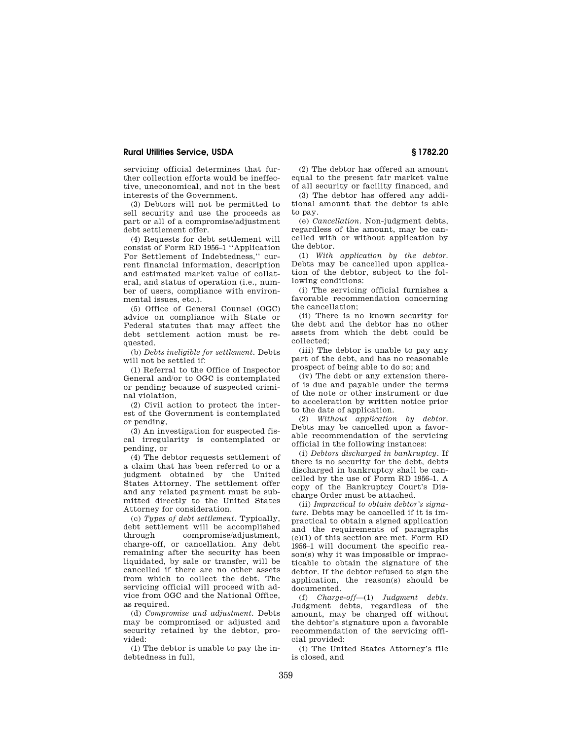servicing official determines that further collection efforts would be ineffective, uneconomical, and not in the best interests of the Government.

(3) Debtors will not be permitted to sell security and use the proceeds as part or all of a compromise/adjustment debt settlement offer.

(4) Requests for debt settlement will consist of Form RD 1956–1 ''Application For Settlement of Indebtedness,'' current financial information, description and estimated market value of collateral, and status of operation (i.e., number of users, compliance with environmental issues, etc.).

(5) Office of General Counsel (OGC) advice on compliance with State or Federal statutes that may affect the debt settlement action must be requested.

(b) *Debts ineligible for settlement.* Debts will not be settled if:

(1) Referral to the Office of Inspector General and/or to OGC is contemplated or pending because of suspected criminal violation,

(2) Civil action to protect the interest of the Government is contemplated or pending,

(3) An investigation for suspected fiscal irregularity is contemplated or pending, or

(4) The debtor requests settlement of a claim that has been referred to or a judgment obtained by the United States Attorney. The settlement offer and any related payment must be submitted directly to the United States Attorney for consideration.

(c) *Types of debt settlement.* Typically, debt settlement will be accomplished through compromise/adjustment, charge-off, or cancellation. Any debt remaining after the security has been liquidated, by sale or transfer, will be cancelled if there are no other assets from which to collect the debt. The servicing official will proceed with advice from OGC and the National Office, as required.

(d) *Compromise and adjustment.* Debts may be compromised or adjusted and security retained by the debtor, provided:

(1) The debtor is unable to pay the indebtedness in full,

(2) The debtor has offered an amount equal to the present fair market value of all security or facility financed, and

(3) The debtor has offered any additional amount that the debtor is able to pay.

(e) *Cancellation.* Non-judgment debts, regardless of the amount, may be cancelled with or without application by the debtor.

(1) *With application by the debtor.* Debts may be cancelled upon application of the debtor, subject to the following conditions:

(i) The servicing official furnishes a favorable recommendation concerning the cancellation;

(ii) There is no known security for the debt and the debtor has no other assets from which the debt could be collected;

(iii) The debtor is unable to pay any part of the debt, and has no reasonable prospect of being able to do so; and

(iv) The debt or any extension thereof is due and payable under the terms of the note or other instrument or due to acceleration by written notice prior to the date of application.

(2) *Without application by debtor.* Debts may be cancelled upon a favorable recommendation of the servicing official in the following instances:

(i) *Debtors discharged in bankruptcy.* If there is no security for the debt, debts discharged in bankruptcy shall be cancelled by the use of Form RD 1956–1. A copy of the Bankruptcy Court's Discharge Order must be attached.

(ii) *Impractical to obtain debtor's signature.* Debts may be cancelled if it is impractical to obtain a signed application and the requirements of paragraphs (e)(1) of this section are met. Form RD 1956–1 will document the specific reason(s) why it was impossible or impracticable to obtain the signature of the debtor. If the debtor refused to sign the application, the reason(s) should be documented.

(f) *Charge-off*—(1) *Judgment debts.* Judgment debts, regardless of the amount, may be charged off without the debtor's signature upon a favorable recommendation of the servicing official provided:

(i) The United States Attorney's file is closed, and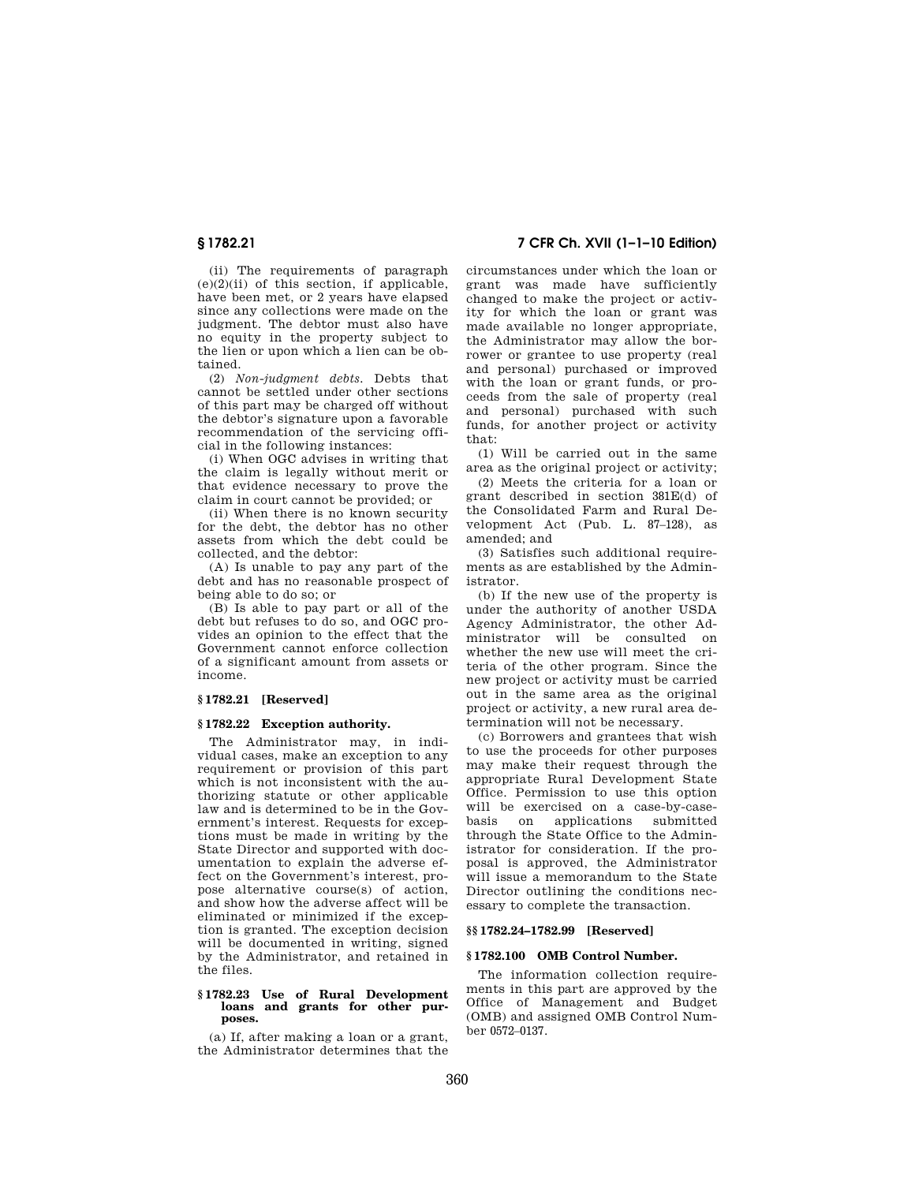(ii) The requirements of paragraph (e)(2)(ii) of this section, if applicable, have been met, or 2 years have elapsed since any collections were made on the judgment. The debtor must also have no equity in the property subject to the lien or upon which a lien can be obtained.

(2) *Non-judgment debts.* Debts that cannot be settled under other sections of this part may be charged off without the debtor's signature upon a favorable recommendation of the servicing official in the following instances:

(i) When OGC advises in writing that the claim is legally without merit or that evidence necessary to prove the claim in court cannot be provided; or

(ii) When there is no known security for the debt, the debtor has no other assets from which the debt could be collected, and the debtor:

(A) Is unable to pay any part of the debt and has no reasonable prospect of being able to do so; or

(B) Is able to pay part or all of the debt but refuses to do so, and OGC provides an opinion to the effect that the Government cannot enforce collection of a significant amount from assets or income.

### § 1782.21 [Reserved]

### § 1782.22 Exception authority.

The Administrator may, in individual cases, make an exception to any requirement or provision of this part which is not inconsistent with the authorizing statute or other applicable law and is determined to be in the Government's interest. Requests for exceptions must be made in writing by the State Director and supported with documentation to explain the adverse effect on the Government's interest, propose alternative course(s) of action, and show how the adverse affect will be eliminated or minimized if the exception is granted. The exception decision will be documented in writing, signed by the Administrator, and retained in the files.

### § 1782.23 Use of Rural Development loans and grants for other purposes.

(a) If, after making a loan or a grant, the Administrator determines that the circumstances under which the loan or grant was made have sufficiently changed to make the project or activity for which the loan or grant was made available no longer appropriate, the Administrator may allow the borrower or grantee to use property (real and personal) purchased or improved with the loan or grant funds, or proceeds from the sale of property (real and personal) purchased with such funds, for another project or activity that:

(1) Will be carried out in the same area as the original project or activity;

(2) Meets the criteria for a loan or grant described in section 381E(d) of the Consolidated Farm and Rural Development Act (Pub. L. 87–128), as amended; and

(3) Satisfies such additional requirements as are established by the Administrator.

(b) If the new use of the property is under the authority of another USDA Agency Administrator, the other Administrator will be consulted on whether the new use will meet the criteria of the other program. Since the new project or activity must be carried out in the same area as the original project or activity, a new rural area determination will not be necessary.

(c) Borrowers and grantees that wish to use the proceeds for other purposes may make their request through the appropriate Rural Development State Office. Permission to use this option will be exercised on a case-by-case-basis on applications submitted through the State Office to the Administrator for consideration. If the proposal is approved, the Administrator will issue a memorandum to the State Director outlining the conditions necessary to complete the transaction.

### §§ 1782.24–1782.99 [Reserved]

### § 1782.100 OMB Control Number.

The information collection requirements in this part are approved by the Office of Management and Budget (OMB) and assigned OMB Control Number 0572–0137.